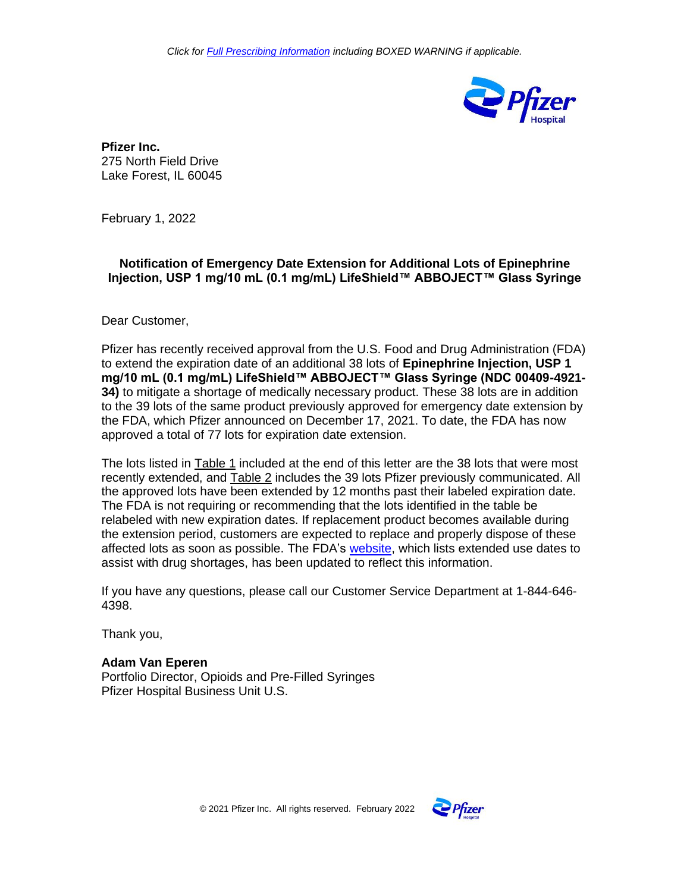*Click for [Full Prescribing Information](Full Prescribing Information) including BOXED WARNING if applicable.*

**Pfizer Inc.**
275 North Field Drive
Lake Forest, IL 60045

February 1, 2022

**Notification of Emergency Date Extension for Additional Lots of Epinephrine Injection, USP 1 mg/10 mL (0.1 mg/mL) LifeShield™ ABBOJECT™ Glass Syringe**

Dear Customer,

Pfizer has recently received approval from the U.S. Food and Drug Administration (FDA) to extend the expiration date of an additional 38 lots of **Epinephrine Injection, USP 1 mg/10 mL (0.1 mg/mL) LifeShield™ ABBOJECT™ Glass Syringe (NDC 00409-4921-34)** to mitigate a shortage of medically necessary product. These 38 lots are in addition to the 39 lots of the same product previously approved for emergency date extension by the FDA, which Pfizer announced on December 17, 2021. To date, the FDA has now approved a total of 77 lots for expiration date extension.

The lots listed in Table 1 included at the end of this letter are the 38 lots that were most recently extended, and Table 2 includes the 39 lots Pfizer previously communicated. All the approved lots have been extended by 12 months past their labeled expiration date. The FDA is not requiring or recommending that the lots identified in the table be relabeled with new expiration dates. If replacement product becomes available during the extension period, customers are expected to replace and properly dispose of these affected lots as soon as possible. The FDA's [website](website), which lists extended use dates to assist with drug shortages, has been updated to reflect this information.

If you have any questions, please call our Customer Service Department at 1-844-646-4398.

Thank you,

**Adam Van Eperen**
Portfolio Director, Opioids and Pre-Filled Syringes
Pfizer Hospital Business Unit U.S.

© 2021 Pfizer Inc. All rights reserved. February 2022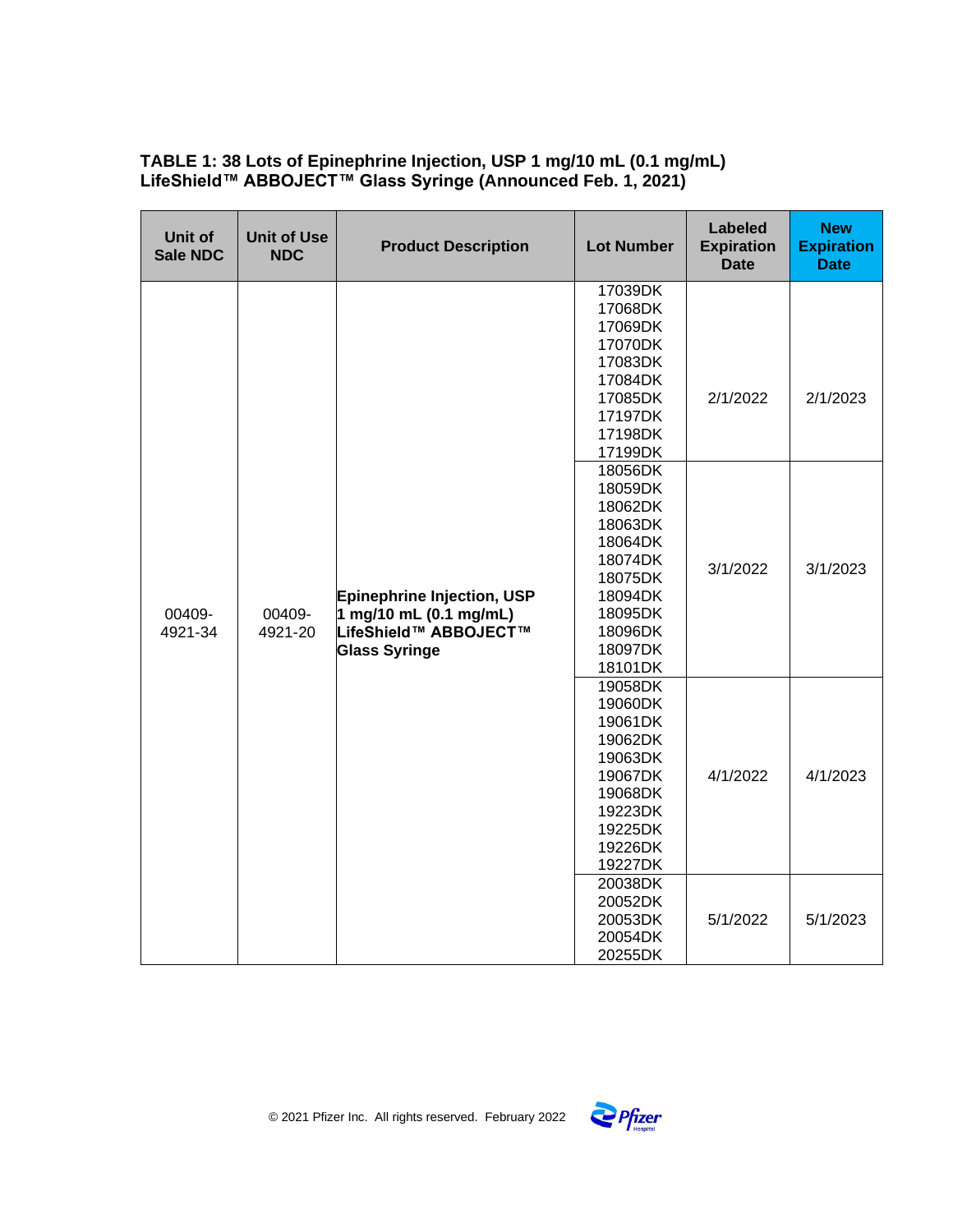**TABLE 1: 38 Lots of Epinephrine Injection, USP 1 mg/10 mL (0.1 mg/mL) LifeShield™ ABBOJECT™ Glass Syringe (Announced Feb. 1, 2021)**

| Unit of Sale NDC | Unit of Use NDC | Product Description | Lot Number | Labeled Expiration Date | New Expiration Date |
|---|---|---|---|---|---|
| 00409-4921-34 | 00409-4921-20 | **Epinephrine Injection, USP 1 mg/10 mL (0.1 mg/mL) LifeShield™ ABBOJECT™ Glass Syringe** | 17039DK<br>17068DK<br>17069DK<br>17070DK<br>17083DK<br>17084DK<br>17085DK<br>17197DK<br>17198DK<br>17199DK | 2/1/2022 | 2/1/2023 |
| | | | 18056DK<br>18059DK<br>18062DK<br>18063DK<br>18064DK<br>18074DK<br>18075DK<br>18094DK<br>18095DK<br>18096DK<br>18097DK<br>18101DK | 3/1/2022 | 3/1/2023 |
| | | | 19058DK<br>19060DK<br>19061DK<br>19062DK<br>19063DK<br>19067DK<br>19068DK<br>19223DK<br>19225DK<br>19226DK<br>19227DK | 4/1/2022 | 4/1/2023 |
| | | | 20038DK<br>20052DK<br>20053DK<br>20054DK<br>20255DK | 5/1/2022 | 5/1/2023 |

© 2021 Pfizer Inc. All rights reserved. February 2022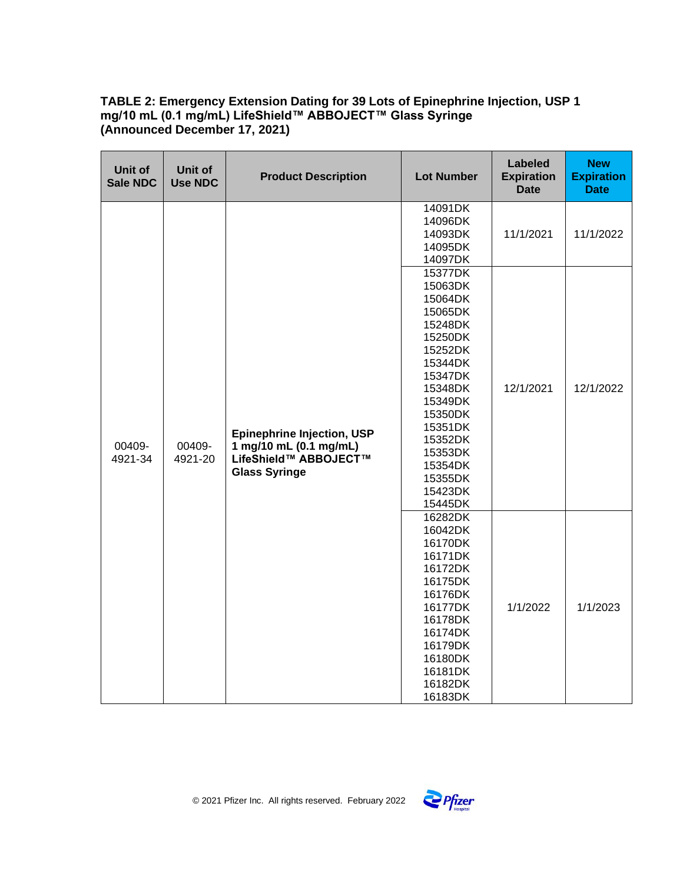**TABLE 2: Emergency Extension Dating for 39 Lots of Epinephrine Injection, USP 1 mg/10 mL (0.1 mg/mL) LifeShield™ ABBOJECT™ Glass Syringe (Announced December 17, 2021)**

| Unit of Sale NDC | Unit of Use NDC | Product Description | Lot Number | Labeled Expiration Date | New Expiration Date |
|---|---|---|---|---|---|
| 00409-4921-34 | 00409-4921-20 | **Epinephrine Injection, USP 1 mg/10 mL (0.1 mg/mL) LifeShield™ ABBOJECT™ Glass Syringe** | 14091DK<br>14096DK<br>14093DK<br>14095DK<br>14097DK | 11/1/2021 | 11/1/2022 |
| | | | 15377DK<br>15063DK<br>15064DK<br>15065DK<br>15248DK<br>15250DK<br>15252DK<br>15344DK<br>15347DK<br>15348DK<br>15349DK<br>15350DK<br>15351DK<br>15352DK<br>15353DK<br>15354DK<br>15355DK<br>15423DK<br>15445DK | 12/1/2021 | 12/1/2022 |
| | | | 16282DK<br>16042DK<br>16170DK<br>16171DK<br>16172DK<br>16175DK<br>16176DK<br>16177DK<br>16178DK<br>16174DK<br>16179DK<br>16180DK<br>16181DK<br>16182DK<br>16183DK | 1/1/2022 | 1/1/2023 |

© 2021 Pfizer Inc. All rights reserved. February 2022